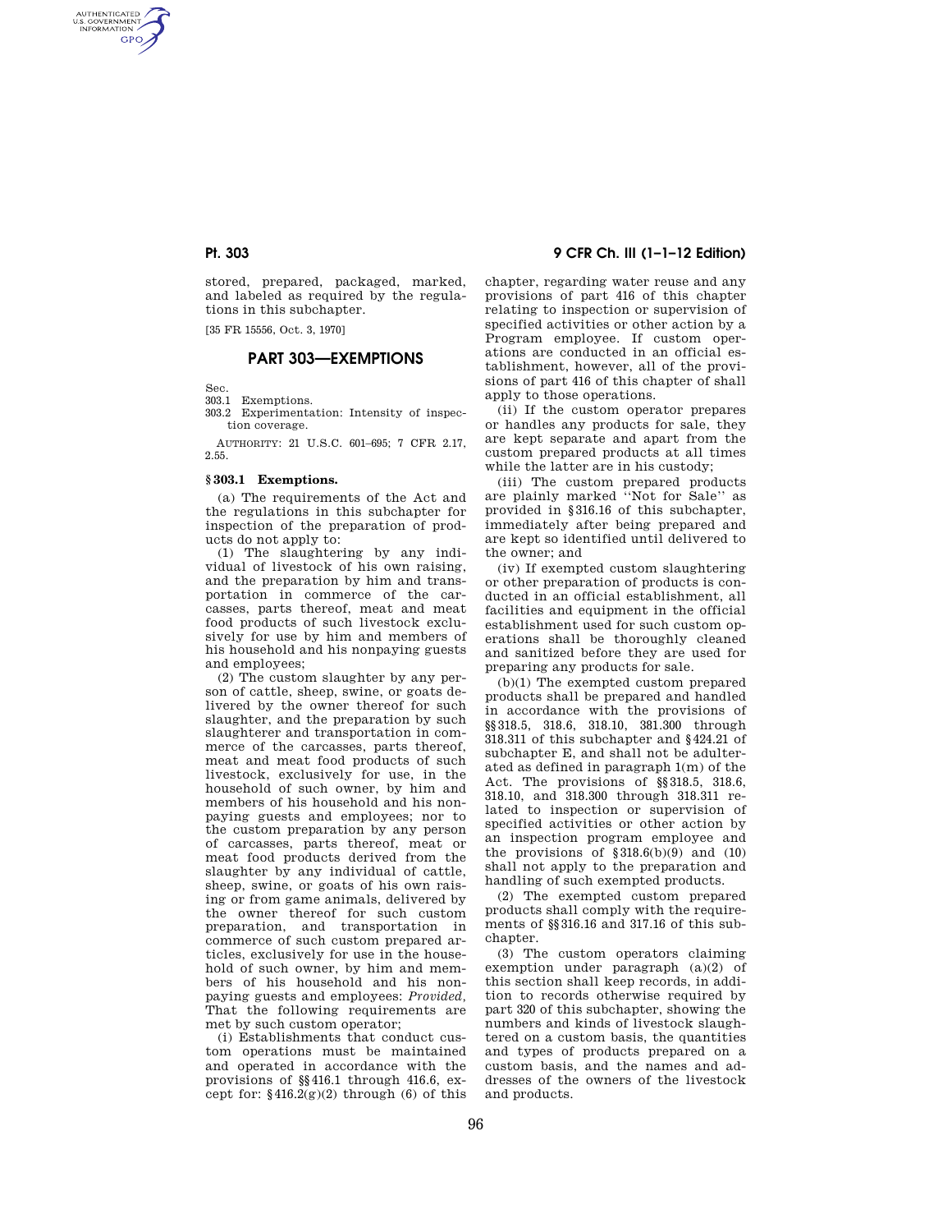stored, prepared, packaged, marked, and labeled as required by the regulations in this subchapter.

[35 FR 15556, Oct. 3, 1970]

## PART 303—EXEMPTIONS

Sec.
303.1 Exemptions.
303.2 Experimentation: Intensity of inspection coverage.

AUTHORITY: 21 U.S.C. 601–695; 7 CFR 2.17, 2.55.

### § 303.1 Exemptions.

(a) The requirements of the Act and the regulations in this subchapter for inspection of the preparation of products do not apply to:

(1) The slaughtering by any individual of livestock of his own raising, and the preparation by him and transportation in commerce of the carcasses, parts thereof, meat and meat food products of such livestock exclusively for use by him and members of his household and his nonpaying guests and employees;

(2) The custom slaughter by any person of cattle, sheep, swine, or goats delivered by the owner thereof for such slaughter, and the preparation by such slaughterer and transportation in commerce of the carcasses, parts thereof, meat and meat food products of such livestock, exclusively for use, in the household of such owner, by him and members of his household and his nonpaying guests and employees; nor to the custom preparation by any person of carcasses, parts thereof, meat or meat food products derived from the slaughter by any individual of cattle, sheep, swine, or goats of his own raising or from game animals, delivered by the owner thereof for such custom preparation, and transportation in commerce of such custom prepared articles, exclusively for use in the household of such owner, by him and members of his household and his nonpaying guests and employees: *Provided,* That the following requirements are met by such custom operator;

(i) Establishments that conduct custom operations must be maintained and operated in accordance with the provisions of §§ 416.1 through 416.6, except for: § 416.2(g)(2) through (6) of this chapter, regarding water reuse and any provisions of part 416 of this chapter relating to inspection or supervision of specified activities or other action by a Program employee. If custom operations are conducted in an official establishment, however, all of the provisions of part 416 of this chapter of shall apply to those operations.

(ii) If the custom operator prepares or handles any products for sale, they are kept separate and apart from the custom prepared products at all times while the latter are in his custody;

(iii) The custom prepared products are plainly marked ''Not for Sale'' as provided in § 316.16 of this subchapter, immediately after being prepared and are kept so identified until delivered to the owner; and

(iv) If exempted custom slaughtering or other preparation of products is conducted in an official establishment, all facilities and equipment in the official establishment used for such custom operations shall be thoroughly cleaned and sanitized before they are used for preparing any products for sale.

(b)(1) The exempted custom prepared products shall be prepared and handled in accordance with the provisions of §§ 318.5, 318.6, 318.10, 381.300 through 318.311 of this subchapter and § 424.21 of subchapter E, and shall not be adulterated as defined in paragraph 1(m) of the Act. The provisions of §§ 318.5, 318.6, 318.10, and 318.300 through 318.311 related to inspection or supervision of specified activities or other action by an inspection program employee and the provisions of § 318.6(b)(9) and (10) shall not apply to the preparation and handling of such exempted products.

(2) The exempted custom prepared products shall comply with the requirements of §§ 316.16 and 317.16 of this subchapter.

(3) The custom operators claiming exemption under paragraph (a)(2) of this section shall keep records, in addition to records otherwise required by part 320 of this subchapter, showing the numbers and kinds of livestock slaughtered on a custom basis, the quantities and types of products prepared on a custom basis, and the names and addresses of the owners of the livestock and products.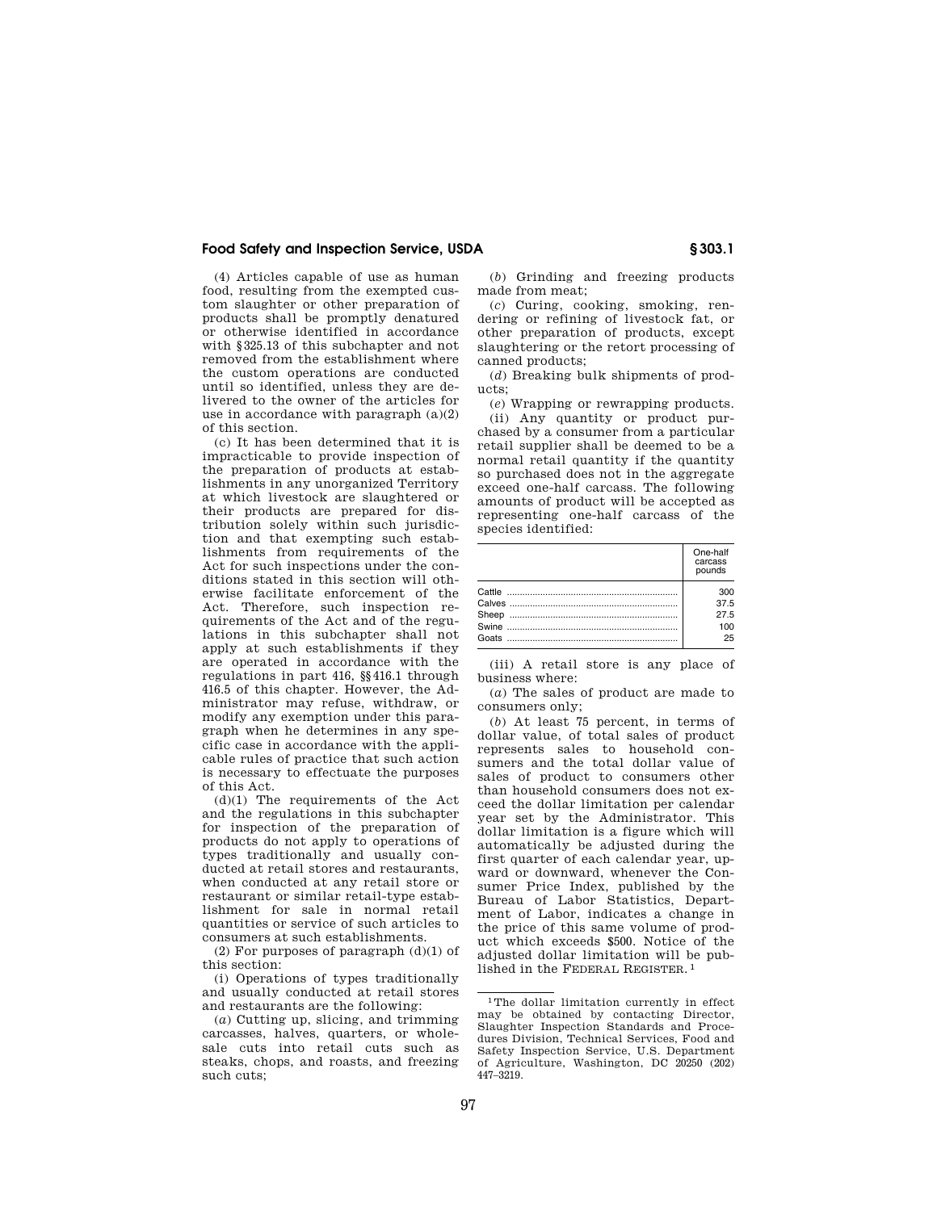(4) Articles capable of use as human food, resulting from the exempted custom slaughter or other preparation of products shall be promptly denatured or otherwise identified in accordance with §325.13 of this subchapter and not removed from the establishment where the custom operations are conducted until so identified, unless they are delivered to the owner of the articles for use in accordance with paragraph (a)(2) of this section.

(c) It has been determined that it is impracticable to provide inspection of the preparation of products at establishments in any unorganized Territory at which livestock are slaughtered or their products are prepared for distribution solely within such jurisdiction and that exempting such establishments from requirements of the Act for such inspections under the conditions stated in this section will otherwise facilitate enforcement of the Act. Therefore, such inspection requirements of the Act and of the regulations in this subchapter shall not apply at such establishments if they are operated in accordance with the regulations in part 416, §§416.1 through 416.5 of this chapter. However, the Administrator may refuse, withdraw, or modify any exemption under this paragraph when he determines in any specific case in accordance with the applicable rules of practice that such action is necessary to effectuate the purposes of this Act.

(d)(1) The requirements of the Act and the regulations in this subchapter for inspection of the preparation of products do not apply to operations of types traditionally and usually conducted at retail stores and restaurants, when conducted at any retail store or restaurant or similar retail-type establishment for sale in normal retail quantities or service of such articles to consumers at such establishments.

(2) For purposes of paragraph (d)(1) of this section:

(i) Operations of types traditionally and usually conducted at retail stores and restaurants are the following:

(*a*) Cutting up, slicing, and trimming carcasses, halves, quarters, or wholesale cuts into retail cuts such as steaks, chops, and roasts, and freezing such cuts;

(*b*) Grinding and freezing products made from meat;

(*c*) Curing, cooking, smoking, rendering or refining of livestock fat, or other preparation of products, except slaughtering or the retort processing of canned products;

(*d*) Breaking bulk shipments of products;

(*e*) Wrapping or rewrapping products.

(ii) Any quantity or product purchased by a consumer from a particular retail supplier shall be deemed to be a normal retail quantity if the quantity so purchased does not in the aggregate exceed one-half carcass. The following amounts of product will be accepted as representing one-half carcass of the species identified:

| | One-half carcass pounds |
|---|---|
| Cattle | 300 |
| Calves | 37.5 |
| Sheep | 27.5 |
| Swine | 100 |
| Goats | 25 |

(iii) A retail store is any place of business where:

(*a*) The sales of product are made to consumers only;

(*b*) At least 75 percent, in terms of dollar value, of total sales of product represents sales to household consumers and the total dollar value of sales of product to consumers other than household consumers does not exceed the dollar limitation per calendar year set by the Administrator. This dollar limitation is a figure which will automatically be adjusted during the first quarter of each calendar year, upward or downward, whenever the Consumer Price Index, published by the Bureau of Labor Statistics, Department of Labor, indicates a change in the price of this same volume of product which exceeds $500. Notice of the adjusted dollar limitation will be published in the FEDERAL REGISTER.[1]

[1] The dollar limitation currently in effect may be obtained by contacting Director, Slaughter Inspection Standards and Procedures Division, Technical Services, Food and Safety Inspection Service, U.S. Department of Agriculture, Washington, DC 20250 (202) 447–3219.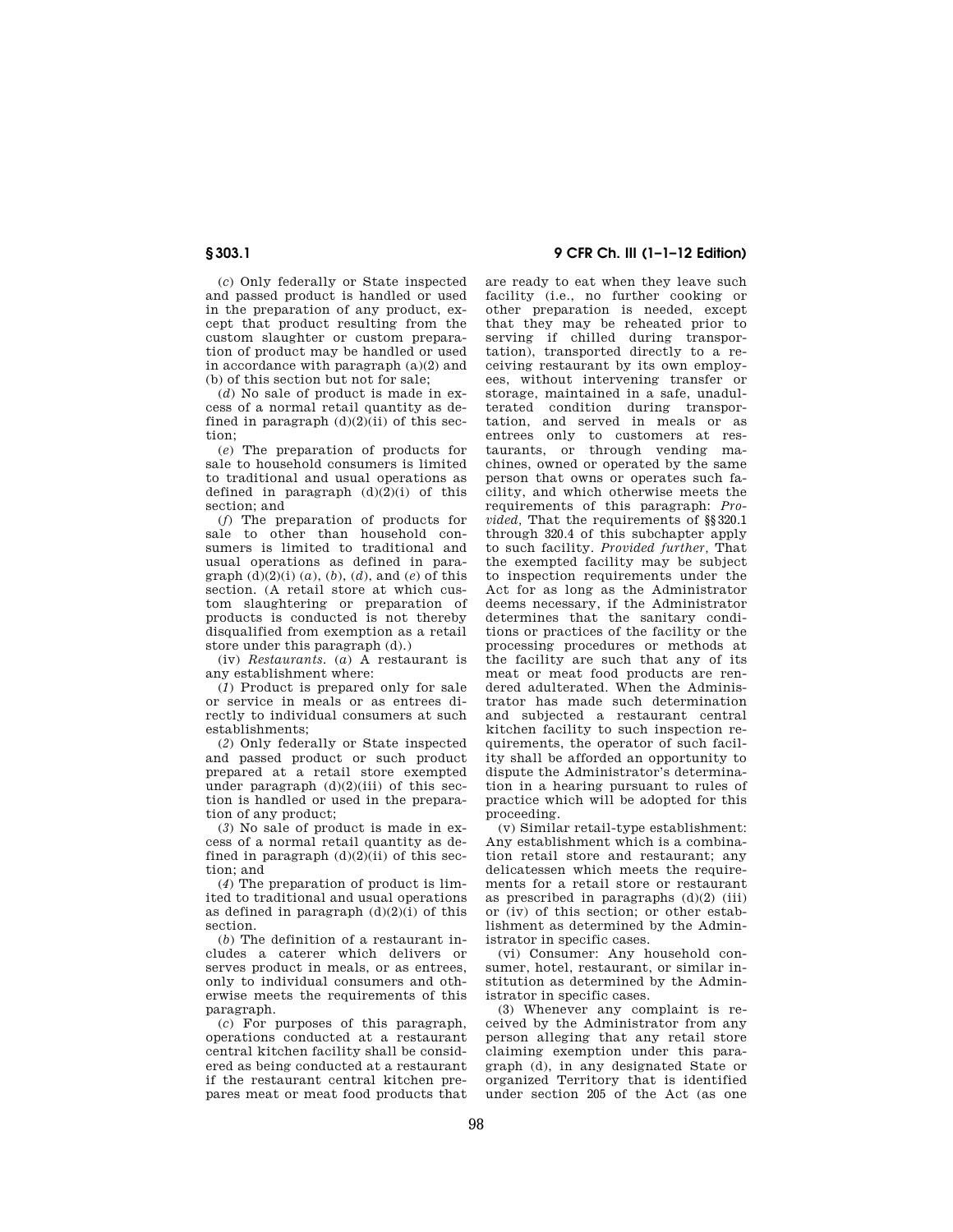(*c*) Only federally or State inspected and passed product is handled or used in the preparation of any product, except that product resulting from the custom slaughter or custom preparation of product may be handled or used in accordance with paragraph (a)(2) and (b) of this section but not for sale;

(*d*) No sale of product is made in excess of a normal retail quantity as defined in paragraph (d)(2)(ii) of this section;

(*e*) The preparation of products for sale to household consumers is limited to traditional and usual operations as defined in paragraph (d)(2)(i) of this section; and

(*f*) The preparation of products for sale to other than household consumers is limited to traditional and usual operations as defined in paragraph (d)(2)(i) (*a*), (*b*), (*d*), and (*e*) of this section. (A retail store at which custom slaughtering or preparation of products is conducted is not thereby disqualified from exemption as a retail store under this paragraph (d).)

(iv) *Restaurants.* (*a*) A restaurant is any establishment where:

(*1*) Product is prepared only for sale or service in meals or as entrees directly to individual consumers at such establishments;

(*2*) Only federally or State inspected and passed product or such product prepared at a retail store exempted under paragraph (d)(2)(iii) of this section is handled or used in the preparation of any product;

(*3*) No sale of product is made in excess of a normal retail quantity as defined in paragraph (d)(2)(ii) of this section; and

(*4*) The preparation of product is limited to traditional and usual operations as defined in paragraph (d)(2)(i) of this section.

(*b*) The definition of a restaurant includes a caterer which delivers or serves product in meals, or as entrees, only to individual consumers and otherwise meets the requirements of this paragraph.

(*c*) For purposes of this paragraph, operations conducted at a restaurant central kitchen facility shall be considered as being conducted at a restaurant if the restaurant central kitchen prepares meat or meat food products that are ready to eat when they leave such facility (i.e., no further cooking or other preparation is needed, except that they may be reheated prior to serving if chilled during transportation), transported directly to a receiving restaurant by its own employees, without intervening transfer or storage, maintained in a safe, unadulterated condition during transportation, and served in meals or as entrees only to customers at restaurants, or through vending machines, owned or operated by the same person that owns or operates such facility, and which otherwise meets the requirements of this paragraph: *Provided,* That the requirements of §§320.1 through 320.4 of this subchapter apply to such facility. *Provided further,* That the exempted facility may be subject to inspection requirements under the Act for as long as the Administrator deems necessary, if the Administrator determines that the sanitary conditions or practices of the facility or the processing procedures or methods at the facility are such that any of its meat or meat food products are rendered adulterated. When the Administrator has made such determination and subjected a restaurant central kitchen facility to such inspection requirements, the operator of such facility shall be afforded an opportunity to dispute the Administrator's determination in a hearing pursuant to rules of practice which will be adopted for this proceeding.

(v) Similar retail-type establishment: Any establishment which is a combination retail store and restaurant; any delicatessen which meets the requirements for a retail store or restaurant as prescribed in paragraphs (d)(2) (iii) or (iv) of this section; or other establishment as determined by the Administrator in specific cases.

(vi) Consumer: Any household consumer, hotel, restaurant, or similar institution as determined by the Administrator in specific cases.

(3) Whenever any complaint is received by the Administrator from any person alleging that any retail store claiming exemption under this paragraph (d), in any designated State or organized Territory that is identified under section 205 of the Act (as one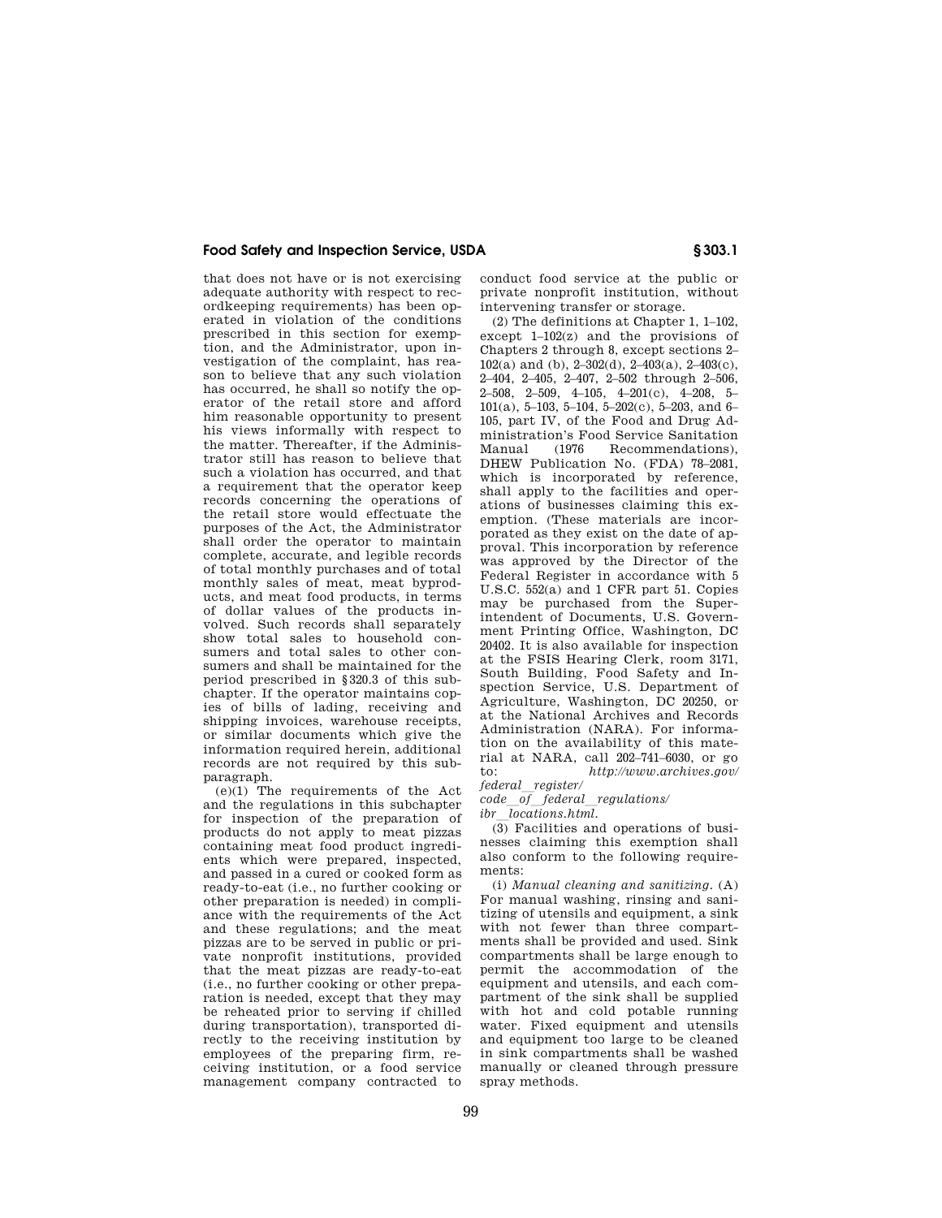that does not have or is not exercising adequate authority with respect to recordkeeping requirements) has been operated in violation of the conditions prescribed in this section for exemption, and the Administrator, upon investigation of the complaint, has reason to believe that any such violation has occurred, he shall so notify the operator of the retail store and afford him reasonable opportunity to present his views informally with respect to the matter. Thereafter, if the Administrator still has reason to believe that such a violation has occurred, and that a requirement that the operator keep records concerning the operations of the retail store would effectuate the purposes of the Act, the Administrator shall order the operator to maintain complete, accurate, and legible records of total monthly purchases and of total monthly sales of meat, meat byproducts, and meat food products, in terms of dollar values of the products involved. Such records shall separately show total sales to household consumers and total sales to other consumers and shall be maintained for the period prescribed in §320.3 of this subchapter. If the operator maintains copies of bills of lading, receiving and shipping invoices, warehouse receipts, or similar documents which give the information required herein, additional records are not required by this subparagraph.

(e)(1) The requirements of the Act and the regulations in this subchapter for inspection of the preparation of products do not apply to meat pizzas containing meat food product ingredients which were prepared, inspected, and passed in a cured or cooked form as ready-to-eat (i.e., no further cooking or other preparation is needed) in compliance with the requirements of the Act and these regulations; and the meat pizzas are to be served in public or private nonprofit institutions, provided that the meat pizzas are ready-to-eat (i.e., no further cooking or other preparation is needed, except that they may be reheated prior to serving if chilled during transportation), transported directly to the receiving institution by employees of the preparing firm, receiving institution, or a food service management company contracted to conduct food service at the public or private nonprofit institution, without intervening transfer or storage.

(2) The definitions at Chapter 1, 1–102, except 1–102(z) and the provisions of Chapters 2 through 8, except sections 2–102(a) and (b), 2–302(d), 2–403(a), 2–403(c), 2–404, 2–405, 2–407, 2–502 through 2–506, 2–508, 2–509, 4–105, 4–201(c), 4–208, 5–101(a), 5–103, 5–104, 5–202(c), 5–203, and 6–105, part IV, of the Food and Drug Administration's Food Service Sanitation Manual (1976 Recommendations), DHEW Publication No. (FDA) 78–2081, which is incorporated by reference, shall apply to the facilities and operations of businesses claiming this exemption. (These materials are incorporated as they exist on the date of approval. This incorporation by reference was approved by the Director of the Federal Register in accordance with 5 U.S.C. 552(a) and 1 CFR part 51. Copies may be purchased from the Superintendent of Documents, U.S. Government Printing Office, Washington, DC 20402. It is also available for inspection at the FSIS Hearing Clerk, room 3171, South Building, Food Safety and Inspection Service, U.S. Department of Agriculture, Washington, DC 20250, or at the National Archives and Records Administration (NARA). For information on the availability of this material at NARA, call 202–741–6030, or go to: *http://www.archives.gov/federal_register/code_of_federal_regulations/ibr_locations.html*.

(3) Facilities and operations of businesses claiming this exemption shall also conform to the following requirements:

(i) *Manual cleaning and sanitizing.* (A) For manual washing, rinsing and sanitizing of utensils and equipment, a sink with not fewer than three compartments shall be provided and used. Sink compartments shall be large enough to permit the accommodation of the equipment and utensils, and each compartment of the sink shall be supplied with hot and cold potable running water. Fixed equipment and utensils and equipment too large to be cleaned in sink compartments shall be washed manually or cleaned through pressure spray methods.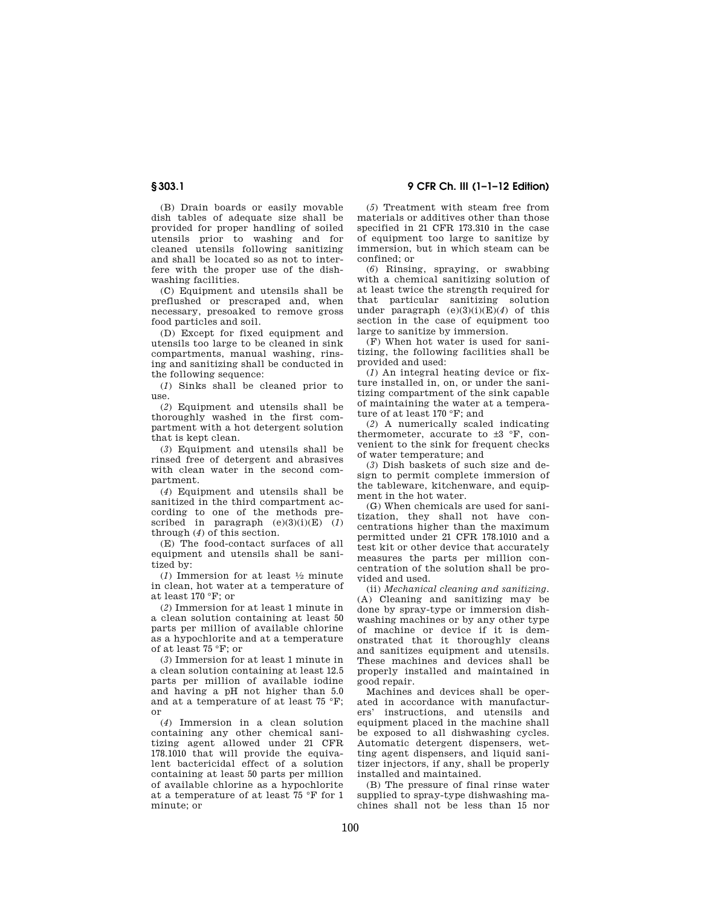(B) Drain boards or easily movable dish tables of adequate size shall be provided for proper handling of soiled utensils prior to washing and for cleaned utensils following sanitizing and shall be located so as not to interfere with the proper use of the dishwashing facilities.

(C) Equipment and utensils shall be preflushed or prescraped and, when necessary, presoaked to remove gross food particles and soil.

(D) Except for fixed equipment and utensils too large to be cleaned in sink compartments, manual washing, rinsing and sanitizing shall be conducted in the following sequence:

(*1*) Sinks shall be cleaned prior to use.

(*2*) Equipment and utensils shall be thoroughly washed in the first compartment with a hot detergent solution that is kept clean.

(*3*) Equipment and utensils shall be rinsed free of detergent and abrasives with clean water in the second compartment.

(*4*) Equipment and utensils shall be sanitized in the third compartment according to one of the methods prescribed in paragraph (e)(3)(i)(E) (*1*) through (*4*) of this section.

(E) The food-contact surfaces of all equipment and utensils shall be sanitized by:

(*1*) Immersion for at least ½ minute in clean, hot water at a temperature of at least 170 °F; or

(*2*) Immersion for at least 1 minute in a clean solution containing at least 50 parts per million of available chlorine as a hypochlorite and at a temperature of at least 75 °F; or

(*3*) Immersion for at least 1 minute in a clean solution containing at least 12.5 parts per million of available iodine and having a pH not higher than 5.0 and at a temperature of at least 75 °F; or

(*4*) Immersion in a clean solution containing any other chemical sanitizing agent allowed under 21 CFR 178.1010 that will provide the equivalent bactericidal effect of a solution containing at least 50 parts per million of available chlorine as a hypochlorite at a temperature of at least 75 °F for 1 minute; or

(*5*) Treatment with steam free from materials or additives other than those specified in 21 CFR 173.310 in the case of equipment too large to sanitize by immersion, but in which steam can be confined; or

(*6*) Rinsing, spraying, or swabbing with a chemical sanitizing solution of at least twice the strength required for that particular sanitizing solution under paragraph (e)(3)(i)(E)(*4*) of this section in the case of equipment too large to sanitize by immersion.

(F) When hot water is used for sanitizing, the following facilities shall be provided and used:

(*1*) An integral heating device or fixture installed in, on, or under the sanitizing compartment of the sink capable of maintaining the water at a temperature of at least 170 °F; and

(*2*) A numerically scaled indicating thermometer, accurate to ±3 °F, convenient to the sink for frequent checks of water temperature; and

(*3*) Dish baskets of such size and design to permit complete immersion of the tableware, kitchenware, and equipment in the hot water.

(G) When chemicals are used for sanitization, they shall not have concentrations higher than the maximum permitted under 21 CFR 178.1010 and a test kit or other device that accurately measures the parts per million concentration of the solution shall be provided and used.

(ii) *Mechanical cleaning and sanitizing.* (A) Cleaning and sanitizing may be done by spray-type or immersion dishwashing machines or by any other type of machine or device if it is demonstrated that it thoroughly cleans and sanitizes equipment and utensils. These machines and devices shall be properly installed and maintained in good repair.

Machines and devices shall be operated in accordance with manufacturers' instructions, and utensils and equipment placed in the machine shall be exposed to all dishwashing cycles. Automatic detergent dispensers, wetting agent dispensers, and liquid sanitizer injectors, if any, shall be properly installed and maintained.

(B) The pressure of final rinse water supplied to spray-type dishwashing machines shall not be less than 15 nor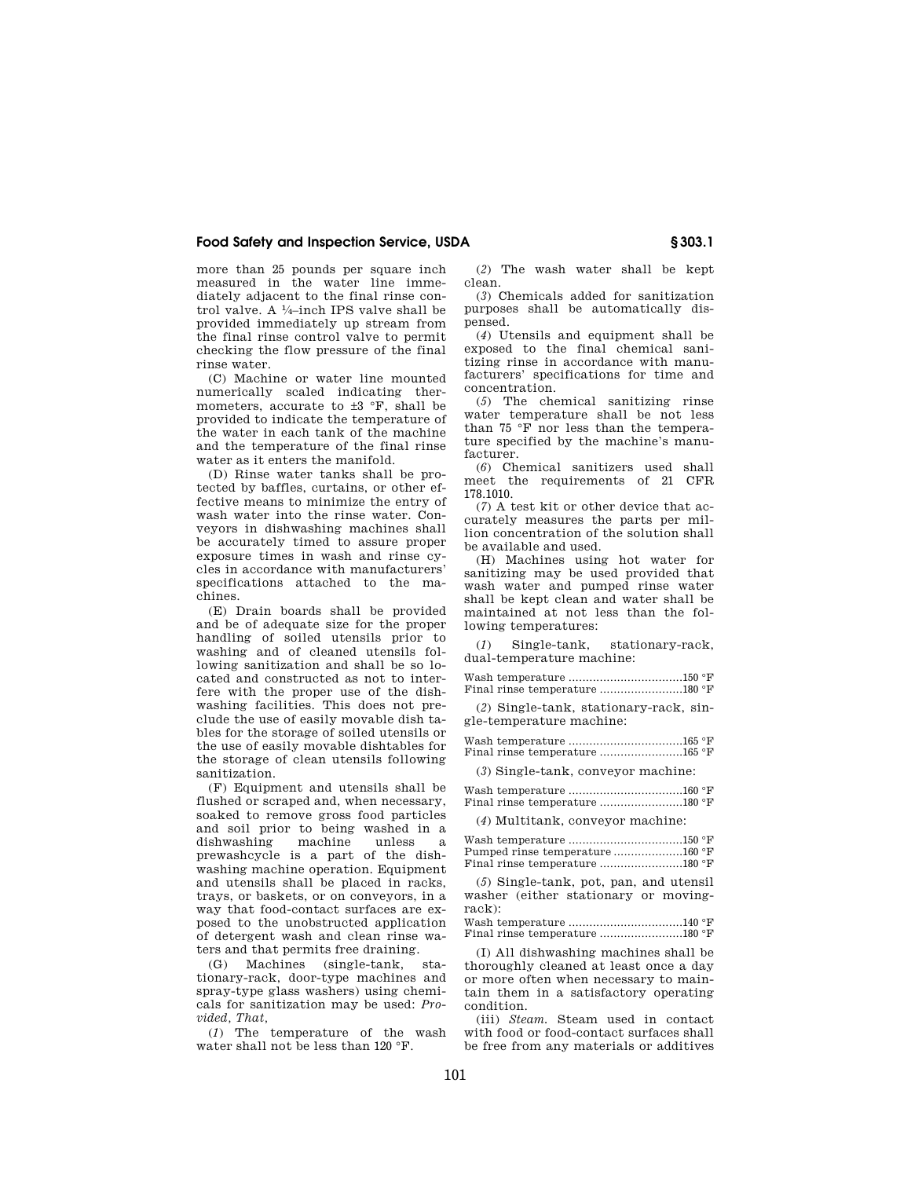more than 25 pounds per square inch measured in the water line immediately adjacent to the final rinse control valve. A ¼–inch IPS valve shall be provided immediately up stream from the final rinse control valve to permit checking the flow pressure of the final rinse water.

(C) Machine or water line mounted numerically scaled indicating thermometers, accurate to ±3 °F, shall be provided to indicate the temperature of the water in each tank of the machine and the temperature of the final rinse water as it enters the manifold.

(D) Rinse water tanks shall be protected by baffles, curtains, or other effective means to minimize the entry of wash water into the rinse water. Conveyors in dishwashing machines shall be accurately timed to assure proper exposure times in wash and rinse cycles in accordance with manufacturers' specifications attached to the machines.

(E) Drain boards shall be provided and be of adequate size for the proper handling of soiled utensils prior to washing and of cleaned utensils following sanitization and shall be so located and constructed as not to interfere with the proper use of the dishwashing facilities. This does not preclude the use of easily movable dish tables for the storage of soiled utensils or the use of easily movable dishtables for the storage of clean utensils following sanitization.

(F) Equipment and utensils shall be flushed or scraped and, when necessary, soaked to remove gross food particles and soil prior to being washed in a dishwashing machine unless a prewashcycle is a part of the dishwashing machine operation. Equipment and utensils shall be placed in racks, trays, or baskets, or on conveyors, in a way that food-contact surfaces are exposed to the unobstructed application of detergent wash and clean rinse waters and that permits free draining.

(G) Machines (single-tank, stationary-rack, door-type machines and spray-type glass washers) using chemicals for sanitization may be used: *Provided, That,*

(*1*) The temperature of the wash water shall not be less than 120 °F.

(*2*) The wash water shall be kept clean.

(*3*) Chemicals added for sanitization purposes shall be automatically dispensed.

(*4*) Utensils and equipment shall be exposed to the final chemical sanitizing rinse in accordance with manufacturers' specifications for time and concentration.

(*5*) The chemical sanitizing rinse water temperature shall be not less than 75 °F nor less than the temperature specified by the machine's manufacturer.

(*6*) Chemical sanitizers used shall meet the requirements of 21 CFR 178.1010.

(*7*) A test kit or other device that accurately measures the parts per million concentration of the solution shall be available and used.

(H) Machines using hot water for sanitizing may be used provided that wash water and pumped rinse water shall be kept clean and water shall be maintained at not less than the following temperatures:

(*1*) Single-tank, stationary-rack, dual-temperature machine:

Wash temperature ....................150 °F
Final rinse temperature ....................180 °F

(*2*) Single-tank, stationary-rack, single-temperature machine:

Wash temperature ....................165 °F
Final rinse temperature ....................165 °F

(*3*) Single-tank, conveyor machine:

Wash temperature ....................160 °F
Final rinse temperature ....................180 °F

(*4*) Multitank, conveyor machine:

Wash temperature ....................150 °F
Pumped rinse temperature ....................160 °F
Final rinse temperature ....................180 °F

(*5*) Single-tank, pot, pan, and utensil washer (either stationary or moving-rack):

Wash temperature ....................140 °F
Final rinse temperature ....................180 °F

(I) All dishwashing machines shall be thoroughly cleaned at least once a day or more often when necessary to maintain them in a satisfactory operating condition.

(iii) *Steam.* Steam used in contact with food or food-contact surfaces shall be free from any materials or additives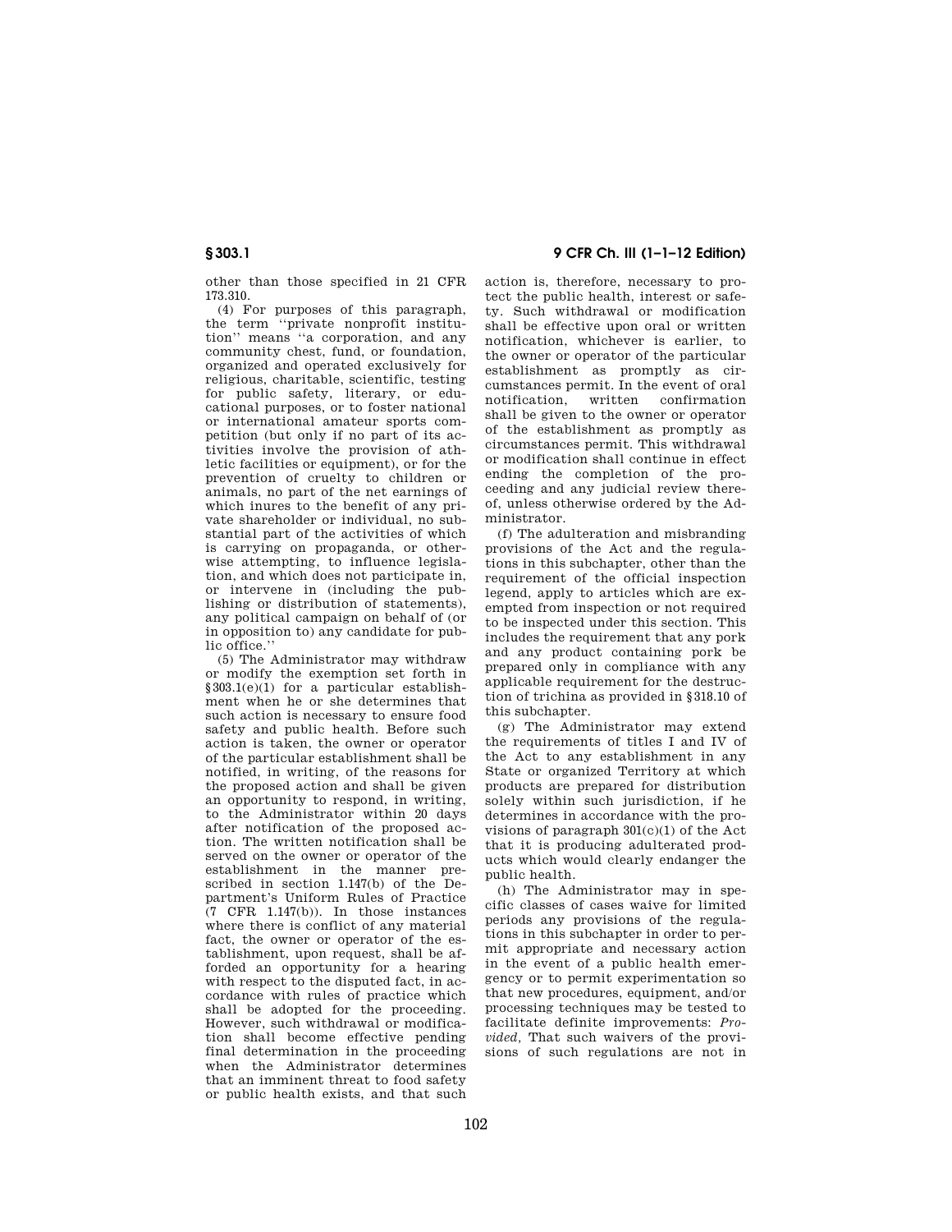other than those specified in 21 CFR 173.310.

(4) For purposes of this paragraph, the term ''private nonprofit institution'' means ''a corporation, and any community chest, fund, or foundation, organized and operated exclusively for religious, charitable, scientific, testing for public safety, literary, or educational purposes, or to foster national or international amateur sports competition (but only if no part of its activities involve the provision of athletic facilities or equipment), or for the prevention of cruelty to children or animals, no part of the net earnings of which inures to the benefit of any private shareholder or individual, no substantial part of the activities of which is carrying on propaganda, or otherwise attempting, to influence legislation, and which does not participate in, or intervene in (including the publishing or distribution of statements), any political campaign on behalf of (or in opposition to) any candidate for public office.''

(5) The Administrator may withdraw or modify the exemption set forth in §303.1(e)(1) for a particular establishment when he or she determines that such action is necessary to ensure food safety and public health. Before such action is taken, the owner or operator of the particular establishment shall be notified, in writing, of the reasons for the proposed action and shall be given an opportunity to respond, in writing, to the Administrator within 20 days after notification of the proposed action. The written notification shall be served on the owner or operator of the establishment in the manner prescribed in section 1.147(b) of the Department's Uniform Rules of Practice (7 CFR 1.147(b)). In those instances where there is conflict of any material fact, the owner or operator of the establishment, upon request, shall be afforded an opportunity for a hearing with respect to the disputed fact, in accordance with rules of practice which shall be adopted for the proceeding. However, such withdrawal or modification shall become effective pending final determination in the proceeding when the Administrator determines that an imminent threat to food safety or public health exists, and that such action is, therefore, necessary to protect the public health, interest or safety. Such withdrawal or modification shall be effective upon oral or written notification, whichever is earlier, to the owner or operator of the particular establishment as promptly as circumstances permit. In the event of oral notification, written confirmation shall be given to the owner or operator of the establishment as promptly as circumstances permit. This withdrawal or modification shall continue in effect ending the completion of the proceeding and any judicial review thereof, unless otherwise ordered by the Administrator.

(f) The adulteration and misbranding provisions of the Act and the regulations in this subchapter, other than the requirement of the official inspection legend, apply to articles which are exempted from inspection or not required to be inspected under this section. This includes the requirement that any pork and any product containing pork be prepared only in compliance with any applicable requirement for the destruction of trichina as provided in §318.10 of this subchapter.

(g) The Administrator may extend the requirements of titles I and IV of the Act to any establishment in any State or organized Territory at which products are prepared for distribution solely within such jurisdiction, if he determines in accordance with the provisions of paragraph 301(c)(1) of the Act that it is producing adulterated products which would clearly endanger the public health.

(h) The Administrator may in specific classes of cases waive for limited periods any provisions of the regulations in this subchapter in order to permit appropriate and necessary action in the event of a public health emergency or to permit experimentation so that new procedures, equipment, and/or processing techniques may be tested to facilitate definite improvements: *Provided*, That such waivers of the provisions of such regulations are not in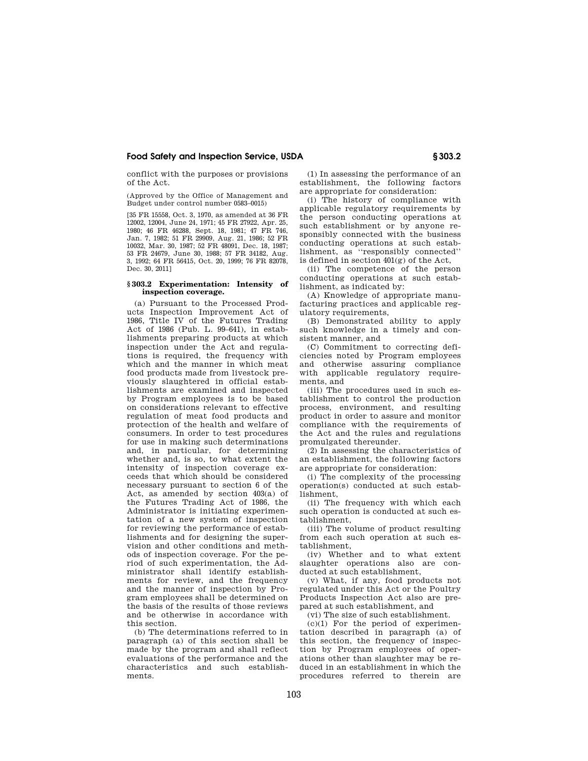conflict with the purposes or provisions of the Act.

(Approved by the Office of Management and Budget under control number 0583–0015)

[35 FR 15558, Oct. 3, 1970, as amended at 36 FR 12002, 12004, June 24, 1971; 45 FR 27922, Apr. 25, 1980; 46 FR 46288, Sept. 18, 1981; 47 FR 746, Jan. 7, 1982; 51 FR 29909, Aug. 21, 1986; 52 FR 10032, Mar. 30, 1987; 52 FR 48091, Dec. 18, 1987; 53 FR 24679, June 30, 1988; 57 FR 34182, Aug. 3, 1992; 64 FR 56415, Oct. 20, 1999; 76 FR 82078, Dec. 30, 2011]

### § 303.2 Experimentation: Intensity of inspection coverage.

(a) Pursuant to the Processed Products Inspection Improvement Act of 1986, Title IV of the Futures Trading Act of 1986 (Pub. L. 99–641), in establishments preparing products at which inspection under the Act and regulations is required, the frequency with which and the manner in which meat food products made from livestock previously slaughtered in official establishments are examined and inspected by Program employees is to be based on considerations relevant to effective regulation of meat food products and protection of the health and welfare of consumers. In order to test procedures for use in making such determinations and, in particular, for determining whether and, is so, to what extent the intensity of inspection coverage exceeds that which should be considered necessary pursuant to section 6 of the Act, as amended by section 403(a) of the Futures Trading Act of 1986, the Administrator is initiating experimentation of a new system of inspection for reviewing the performance of establishments and for designing the supervision and other conditions and methods of inspection coverage. For the period of such experimentation, the Administrator shall identify establishments for review, and the frequency and the manner of inspection by Program employees shall be determined on the basis of the results of those reviews and be otherwise in accordance with this section.

(b) The determinations referred to in paragraph (a) of this section shall be made by the program and shall reflect evaluations of the performance and the characteristics and such establishments.

(1) In assessing the performance of an establishment, the following factors are appropriate for consideration:

(i) The history of compliance with applicable regulatory requirements by the person conducting operations at such establishment or by anyone responsibly connected with the business conducting operations at such establishment, as ''responsibly connected'' is defined in section 401(g) of the Act,

(ii) The competence of the person conducting operations at such establishment, as indicated by:

(A) Knowledge of appropriate manufacturing practices and applicable regulatory requirements,

(B) Demonstrated ability to apply such knowledge in a timely and consistent manner, and

(C) Commitment to correcting deficiencies noted by Program employees and otherwise assuring compliance with applicable regulatory requirements, and

(iii) The procedures used in such establishment to control the production process, environment, and resulting product in order to assure and monitor compliance with the requirements of the Act and the rules and regulations promulgated thereunder.

(2) In assessing the characteristics of an establishment, the following factors are appropriate for consideration:

(i) The complexity of the processing operation(s) conducted at such establishment,

(ii) The frequency with which each such operation is conducted at such establishment,

(iii) The volume of product resulting from each such operation at such establishment,

(iv) Whether and to what extent slaughter operations also are conducted at such establishment,

(v) What, if any, food products not regulated under this Act or the Poultry Products Inspection Act also are prepared at such establishment, and

(vi) The size of such establishment.

(c)(1) For the period of experimentation described in paragraph (a) of this section, the frequency of inspection by Program employees of operations other than slaughter may be reduced in an establishment in which the procedures referred to therein are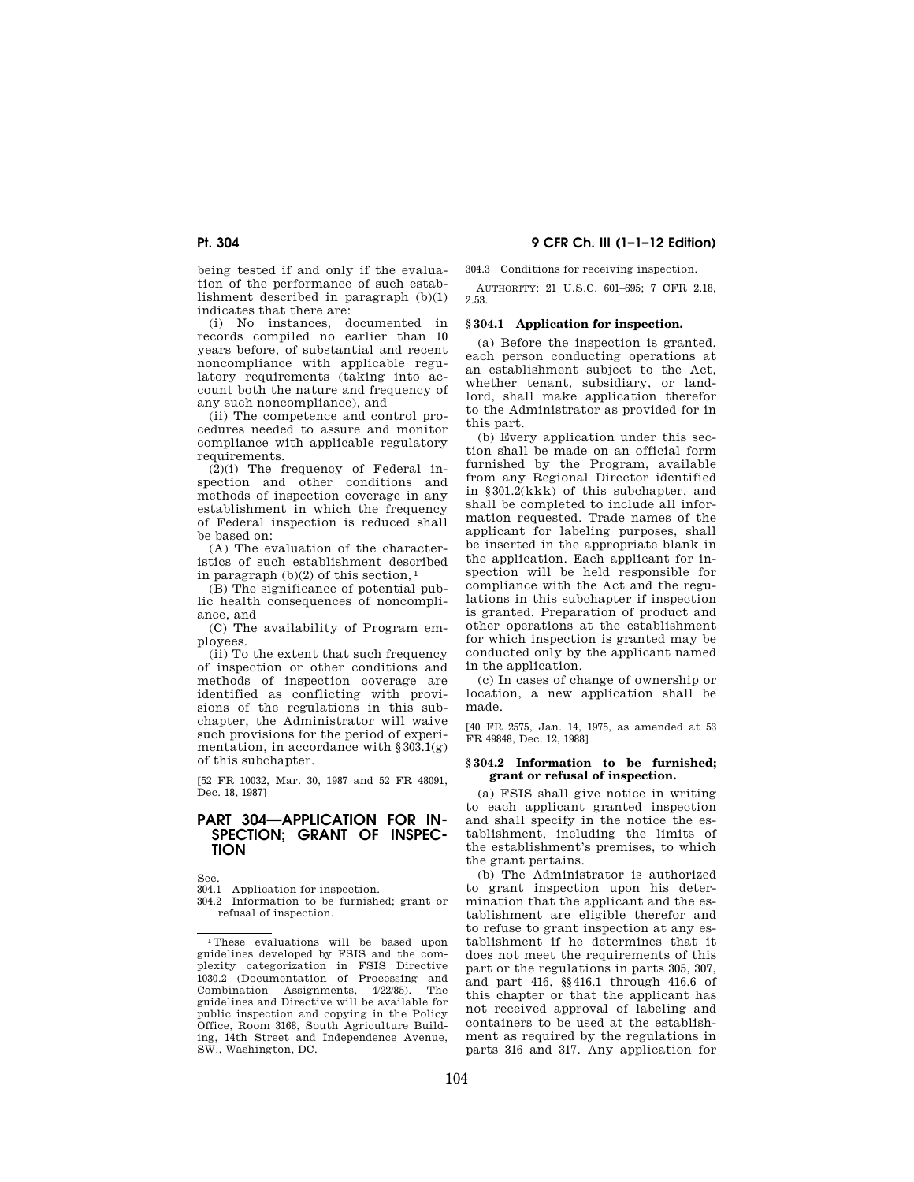being tested if and only if the evaluation of the performance of such establishment described in paragraph (b)(1) indicates that there are:

(i) No instances, documented in records compiled no earlier than 10 years before, of substantial and recent noncompliance with applicable regulatory requirements (taking into account both the nature and frequency of any such noncompliance), and

(ii) The competence and control procedures needed to assure and monitor compliance with applicable regulatory requirements.

(2)(i) The frequency of Federal inspection and other conditions and methods of inspection coverage in any establishment in which the frequency of Federal inspection is reduced shall be based on:

(A) The evaluation of the characteristics of such establishment described in paragraph (b)(2) of this section,[1]

(B) The significance of potential public health consequences of noncompliance, and

(C) The availability of Program employees.

(ii) To the extent that such frequency of inspection or other conditions and methods of inspection coverage are identified as conflicting with provisions of the regulations in this subchapter, the Administrator will waive such provisions for the period of experimentation, in accordance with §303.1(g) of this subchapter.

[52 FR 10032, Mar. 30, 1987 and 52 FR 48091, Dec. 18, 1987]

## PART 304—APPLICATION FOR INSPECTION; GRANT OF INSPECTION

Sec.
304.1 Application for inspection.
304.2 Information to be furnished; grant or refusal of inspection.
304.3 Conditions for receiving inspection.

AUTHORITY: 21 U.S.C. 601–695; 7 CFR 2.18, 2.53.

### §304.1 Application for inspection.

(a) Before the inspection is granted, each person conducting operations at an establishment subject to the Act, whether tenant, subsidiary, or landlord, shall make application therefor to the Administrator as provided for in this part.

(b) Every application under this section shall be made on an official form furnished by the Program, available from any Regional Director identified in §301.2(kkk) of this subchapter, and shall be completed to include all information requested. Trade names of the applicant for labeling purposes, shall be inserted in the appropriate blank in the application. Each applicant for inspection will be held responsible for compliance with the Act and the regulations in this subchapter if inspection is granted. Preparation of product and other operations at the establishment for which inspection is granted may be conducted only by the applicant named in the application.

(c) In cases of change of ownership or location, a new application shall be made.

[40 FR 2575, Jan. 14, 1975, as amended at 53 FR 49848, Dec. 12, 1988]

### §304.2 Information to be furnished; grant or refusal of inspection.

(a) FSIS shall give notice in writing to each applicant granted inspection and shall specify in the notice the establishment, including the limits of the establishment's premises, to which the grant pertains.

(b) The Administrator is authorized to grant inspection upon his determination that the applicant and the establishment are eligible therefor and to refuse to grant inspection at any establishment if he determines that it does not meet the requirements of this part or the regulations in parts 305, 307, and part 416, §§416.1 through 416.6 of this chapter or that the applicant has not received approval of labeling and containers to be used at the establishment as required by the regulations in parts 316 and 317. Any application for

---

[1] These evaluations will be based upon guidelines developed by FSIS and the complexity categorization in FSIS Directive 1030.2 (Documentation of Processing and Combination Assignments, 4/22/85). The guidelines and Directive will be available for public inspection and copying in the Policy Office, Room 3168, South Agriculture Building, 14th Street and Independence Avenue, SW., Washington, DC.